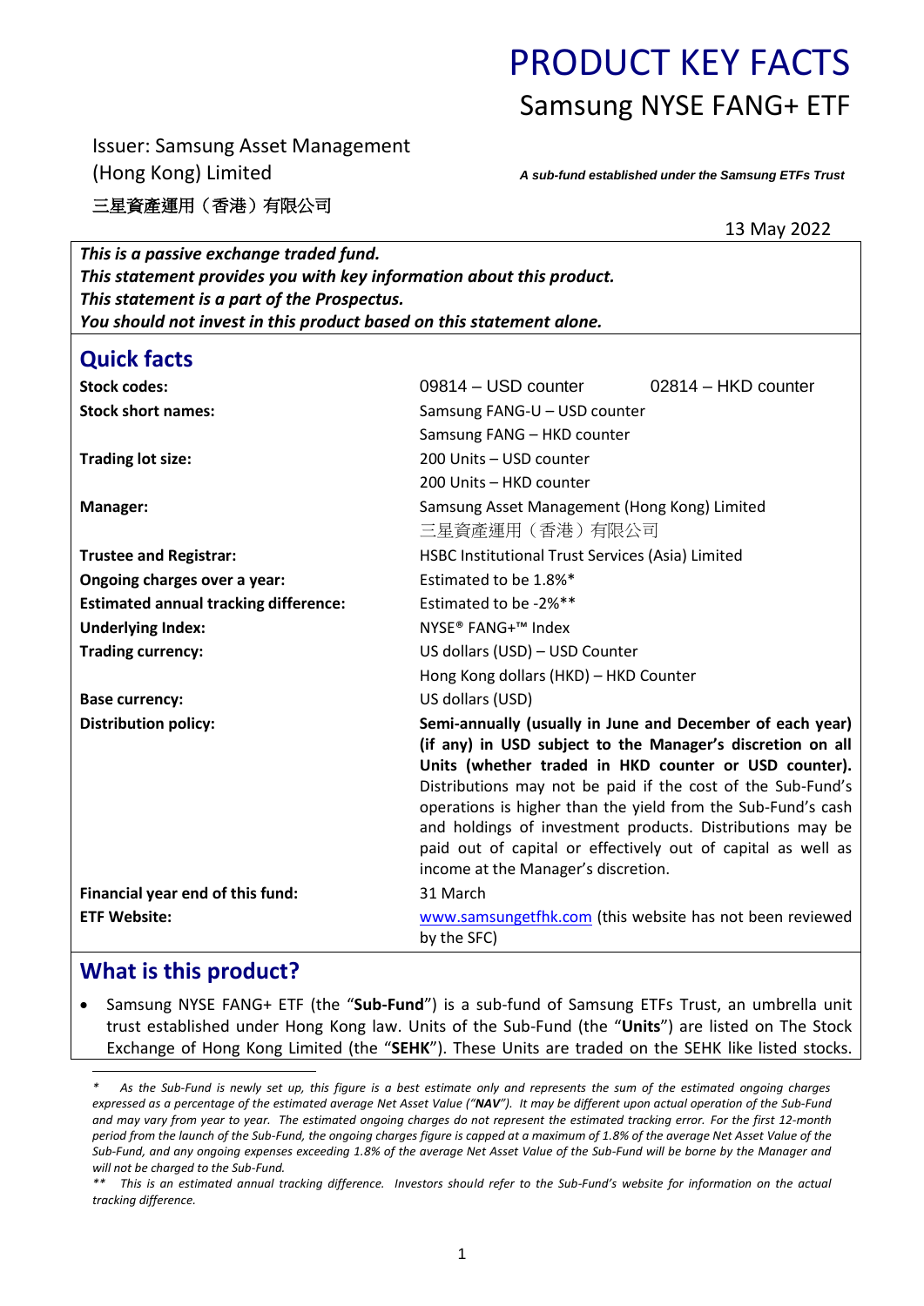# PRODUCT KEY FACTS

## Samsung NYSE FANG+ ETF

Issuer: Samsung Asset Management (Hong Kong) Limited
三星資產運用（香港）有限公司

***A sub-fund established under the Samsung ETFs Trust***

13 May 2022

***This is a passive exchange traded fund.***
***This statement provides you with key information about this product.***
***This statement is a part of the Prospectus.***
***You should not invest in this product based on this statement alone.***

## Quick facts

| | |
|---|---|
| **Stock codes:** | 09814 – USD counter 02814 – HKD counter |
| **Stock short names:** | Samsung FANG-U – USD counter<br>Samsung FANG – HKD counter |
| **Trading lot size:** | 200 Units – USD counter<br>200 Units – HKD counter |
| **Manager:** | Samsung Asset Management (Hong Kong) Limited<br>三星資產運用（香港）有限公司 |
| **Trustee and Registrar:** | HSBC Institutional Trust Services (Asia) Limited |
| **Ongoing charges over a year:** | Estimated to be 1.8%* |
| **Estimated annual tracking difference:** | Estimated to be -2%** |
| **Underlying Index:** | NYSE® FANG+™ Index |
| **Trading currency:** | US dollars (USD) – USD Counter<br>Hong Kong dollars (HKD) – HKD Counter |
| **Base currency:** | US dollars (USD) |
| **Distribution policy:** | **Semi-annually (usually in June and December of each year) (if any) in USD subject to the Manager's discretion on all Units (whether traded in HKD counter or USD counter).** Distributions may not be paid if the cost of the Sub-Fund's operations is higher than the yield from the Sub-Fund's cash and holdings of investment products. Distributions may be paid out of capital or effectively out of capital as well as income at the Manager's discretion. |
| **Financial year end of this fund:** | 31 March |
| **ETF Website:** | www.samsungetfhk.com (this website has not been reviewed by the SFC) |

## What is this product?

- Samsung NYSE FANG+ ETF (the "**Sub-Fund**") is a sub-fund of Samsung ETFs Trust, an umbrella unit trust established under Hong Kong law. Units of the Sub-Fund (the "**Units**") are listed on The Stock Exchange of Hong Kong Limited (the "**SEHK**"). These Units are traded on the SEHK like listed stocks.

---

*\* As the Sub-Fund is newly set up, this figure is a best estimate only and represents the sum of the estimated ongoing charges expressed as a percentage of the estimated average Net Asset Value ("**NAV**"). It may be different upon actual operation of the Sub-Fund and may vary from year to year. The estimated ongoing charges do not represent the estimated tracking error. For the first 12-month period from the launch of the Sub-Fund, the ongoing charges figure is capped at a maximum of 1.8% of the average Net Asset Value of the Sub-Fund, and any ongoing expenses exceeding 1.8% of the average Net Asset Value of the Sub-Fund will be borne by the Manager and will not be charged to the Sub-Fund.*

*\*\* This is an estimated annual tracking difference. Investors should refer to the Sub-Fund's website for information on the actual tracking difference.*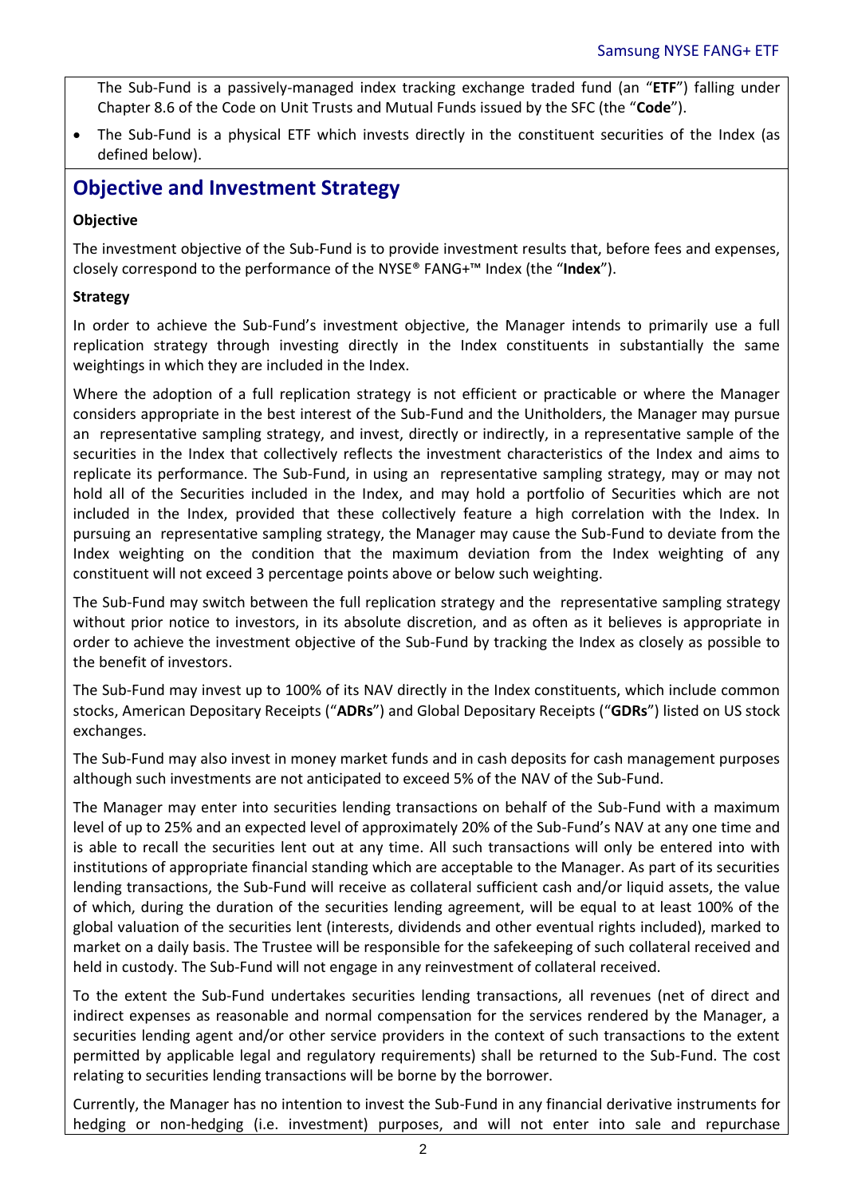The Sub-Fund is a passively-managed index tracking exchange traded fund (an "**ETF**") falling under Chapter 8.6 of the Code on Unit Trusts and Mutual Funds issued by the SFC (the "**Code**").

- The Sub-Fund is a physical ETF which invests directly in the constituent securities of the Index (as defined below).

## Objective and Investment Strategy

**Objective**

The investment objective of the Sub-Fund is to provide investment results that, before fees and expenses, closely correspond to the performance of the NYSE® FANG+™ Index (the "**Index**").

**Strategy**

In order to achieve the Sub-Fund's investment objective, the Manager intends to primarily use a full replication strategy through investing directly in the Index constituents in substantially the same weightings in which they are included in the Index.

Where the adoption of a full replication strategy is not efficient or practicable or where the Manager considers appropriate in the best interest of the Sub-Fund and the Unitholders, the Manager may pursue an representative sampling strategy, and invest, directly or indirectly, in a representative sample of the securities in the Index that collectively reflects the investment characteristics of the Index and aims to replicate its performance. The Sub-Fund, in using an representative sampling strategy, may or may not hold all of the Securities included in the Index, and may hold a portfolio of Securities which are not included in the Index, provided that these collectively feature a high correlation with the Index. In pursuing an representative sampling strategy, the Manager may cause the Sub-Fund to deviate from the Index weighting on the condition that the maximum deviation from the Index weighting of any constituent will not exceed 3 percentage points above or below such weighting.

The Sub-Fund may switch between the full replication strategy and the representative sampling strategy without prior notice to investors, in its absolute discretion, and as often as it believes is appropriate in order to achieve the investment objective of the Sub-Fund by tracking the Index as closely as possible to the benefit of investors.

The Sub-Fund may invest up to 100% of its NAV directly in the Index constituents, which include common stocks, American Depositary Receipts ("**ADRs**") and Global Depositary Receipts ("**GDRs**") listed on US stock exchanges.

The Sub-Fund may also invest in money market funds and in cash deposits for cash management purposes although such investments are not anticipated to exceed 5% of the NAV of the Sub-Fund.

The Manager may enter into securities lending transactions on behalf of the Sub-Fund with a maximum level of up to 25% and an expected level of approximately 20% of the Sub-Fund's NAV at any one time and is able to recall the securities lent out at any time. All such transactions will only be entered into with institutions of appropriate financial standing which are acceptable to the Manager. As part of its securities lending transactions, the Sub-Fund will receive as collateral sufficient cash and/or liquid assets, the value of which, during the duration of the securities lending agreement, will be equal to at least 100% of the global valuation of the securities lent (interests, dividends and other eventual rights included), marked to market on a daily basis. The Trustee will be responsible for the safekeeping of such collateral received and held in custody. The Sub-Fund will not engage in any reinvestment of collateral received.

To the extent the Sub-Fund undertakes securities lending transactions, all revenues (net of direct and indirect expenses as reasonable and normal compensation for the services rendered by the Manager, a securities lending agent and/or other service providers in the context of such transactions to the extent permitted by applicable legal and regulatory requirements) shall be returned to the Sub-Fund. The cost relating to securities lending transactions will be borne by the borrower.

Currently, the Manager has no intention to invest the Sub-Fund in any financial derivative instruments for hedging or non-hedging (i.e. investment) purposes, and will not enter into sale and repurchase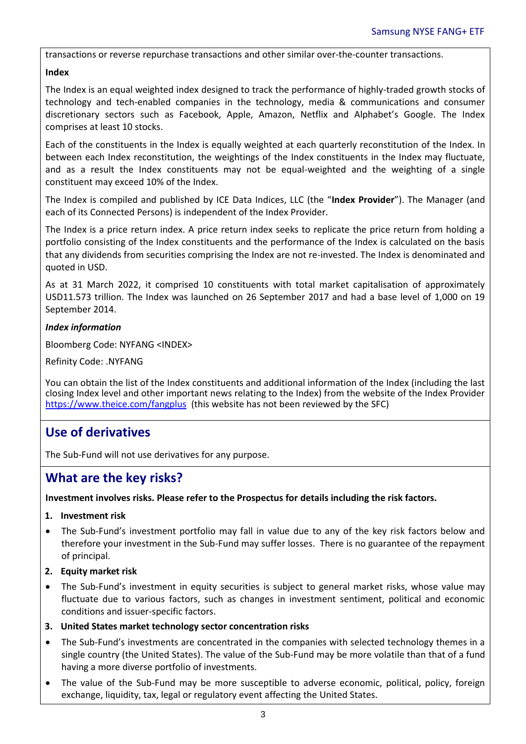transactions or reverse repurchase transactions and other similar over-the-counter transactions.

**Index**

The Index is an equal weighted index designed to track the performance of highly-traded growth stocks of technology and tech-enabled companies in the technology, media & communications and consumer discretionary sectors such as Facebook, Apple, Amazon, Netflix and Alphabet's Google. The Index comprises at least 10 stocks.

Each of the constituents in the Index is equally weighted at each quarterly reconstitution of the Index. In between each Index reconstitution, the weightings of the Index constituents in the Index may fluctuate, and as a result the Index constituents may not be equal-weighted and the weighting of a single constituent may exceed 10% of the Index.

The Index is compiled and published by ICE Data Indices, LLC (the "**Index Provider**"). The Manager (and each of its Connected Persons) is independent of the Index Provider.

The Index is a price return index. A price return index seeks to replicate the price return from holding a portfolio consisting of the Index constituents and the performance of the Index is calculated on the basis that any dividends from securities comprising the Index are not re-invested. The Index is denominated and quoted in USD.

As at 31 March 2022, it comprised 10 constituents with total market capitalisation of approximately USD11.573 trillion. The Index was launched on 26 September 2017 and had a base level of 1,000 on 19 September 2014.

***Index information***

Bloomberg Code: NYFANG <INDEX>

Refinity Code: .NYFANG

You can obtain the list of the Index constituents and additional information of the Index (including the last closing Index level and other important news relating to the Index) from the website of the Index Provider https://www.theice.com/fangplus (this website has not been reviewed by the SFC)

## Use of derivatives

The Sub-Fund will not use derivatives for any purpose.

## What are the key risks?

**Investment involves risks. Please refer to the Prospectus for details including the risk factors.**

**1. Investment risk**

- The Sub-Fund's investment portfolio may fall in value due to any of the key risk factors below and therefore your investment in the Sub-Fund may suffer losses. There is no guarantee of the repayment of principal.

**2. Equity market risk**

- The Sub-Fund's investment in equity securities is subject to general market risks, whose value may fluctuate due to various factors, such as changes in investment sentiment, political and economic conditions and issuer-specific factors.

**3. United States market technology sector concentration risks**

- The Sub-Fund's investments are concentrated in the companies with selected technology themes in a single country (the United States). The value of the Sub-Fund may be more volatile than that of a fund having a more diverse portfolio of investments.
- The value of the Sub-Fund may be more susceptible to adverse economic, political, policy, foreign exchange, liquidity, tax, legal or regulatory event affecting the United States.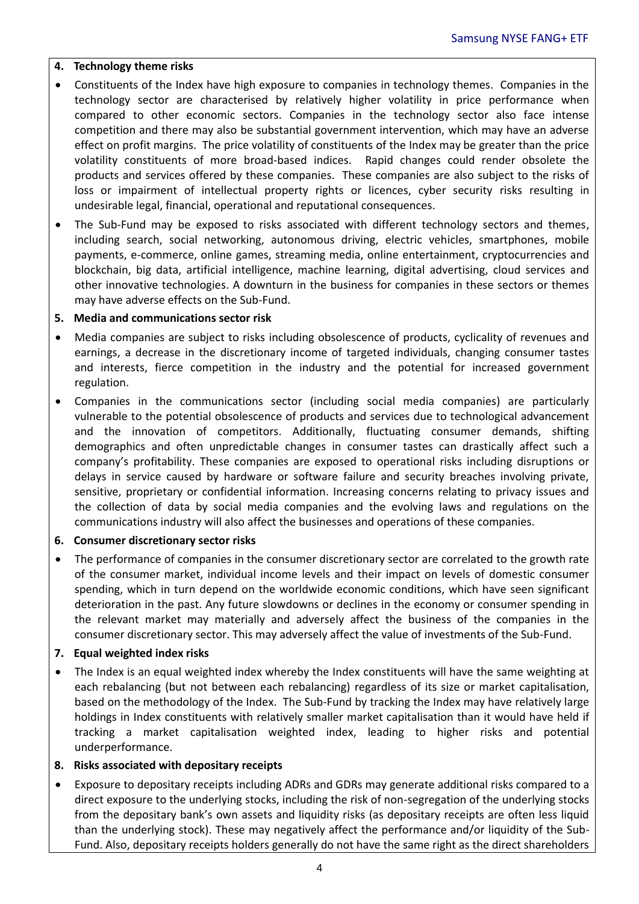**4. Technology theme risks**

- Constituents of the Index have high exposure to companies in technology themes. Companies in the technology sector are characterised by relatively higher volatility in price performance when compared to other economic sectors. Companies in the technology sector also face intense competition and there may also be substantial government intervention, which may have an adverse effect on profit margins. The price volatility of constituents of the Index may be greater than the price volatility constituents of more broad-based indices. Rapid changes could render obsolete the products and services offered by these companies. These companies are also subject to the risks of loss or impairment of intellectual property rights or licences, cyber security risks resulting in undesirable legal, financial, operational and reputational consequences.
- The Sub-Fund may be exposed to risks associated with different technology sectors and themes, including search, social networking, autonomous driving, electric vehicles, smartphones, mobile payments, e-commerce, online games, streaming media, online entertainment, cryptocurrencies and blockchain, big data, artificial intelligence, machine learning, digital advertising, cloud services and other innovative technologies. A downturn in the business for companies in these sectors or themes may have adverse effects on the Sub-Fund.

**5. Media and communications sector risk**

- Media companies are subject to risks including obsolescence of products, cyclicality of revenues and earnings, a decrease in the discretionary income of targeted individuals, changing consumer tastes and interests, fierce competition in the industry and the potential for increased government regulation.
- Companies in the communications sector (including social media companies) are particularly vulnerable to the potential obsolescence of products and services due to technological advancement and the innovation of competitors. Additionally, fluctuating consumer demands, shifting demographics and often unpredictable changes in consumer tastes can drastically affect such a company's profitability. These companies are exposed to operational risks including disruptions or delays in service caused by hardware or software failure and security breaches involving private, sensitive, proprietary or confidential information. Increasing concerns relating to privacy issues and the collection of data by social media companies and the evolving laws and regulations on the communications industry will also affect the businesses and operations of these companies.

**6. Consumer discretionary sector risks**

- The performance of companies in the consumer discretionary sector are correlated to the growth rate of the consumer market, individual income levels and their impact on levels of domestic consumer spending, which in turn depend on the worldwide economic conditions, which have seen significant deterioration in the past. Any future slowdowns or declines in the economy or consumer spending in the relevant market may materially and adversely affect the business of the companies in the consumer discretionary sector. This may adversely affect the value of investments of the Sub-Fund.

**7. Equal weighted index risks**

- The Index is an equal weighted index whereby the Index constituents will have the same weighting at each rebalancing (but not between each rebalancing) regardless of its size or market capitalisation, based on the methodology of the Index. The Sub-Fund by tracking the Index may have relatively large holdings in Index constituents with relatively smaller market capitalisation than it would have held if tracking a market capitalisation weighted index, leading to higher risks and potential underperformance.

**8. Risks associated with depositary receipts**

- Exposure to depositary receipts including ADRs and GDRs may generate additional risks compared to a direct exposure to the underlying stocks, including the risk of non-segregation of the underlying stocks from the depositary bank's own assets and liquidity risks (as depositary receipts are often less liquid than the underlying stock). These may negatively affect the performance and/or liquidity of the Sub-Fund. Also, depositary receipts holders generally do not have the same right as the direct shareholders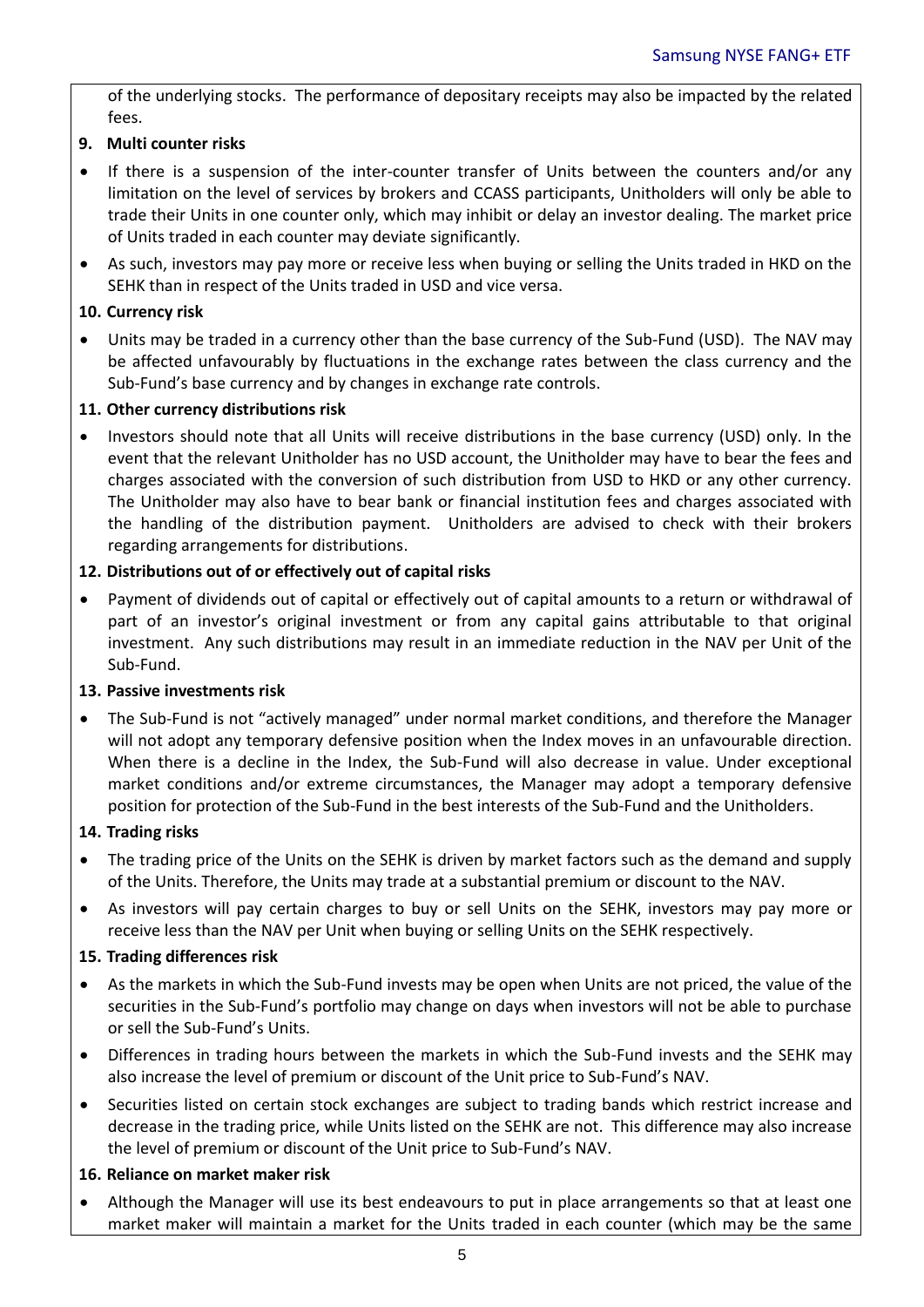of the underlying stocks. The performance of depositary receipts may also be impacted by the related fees.

**9. Multi counter risks**

- If there is a suspension of the inter-counter transfer of Units between the counters and/or any limitation on the level of services by brokers and CCASS participants, Unitholders will only be able to trade their Units in one counter only, which may inhibit or delay an investor dealing. The market price of Units traded in each counter may deviate significantly.
- As such, investors may pay more or receive less when buying or selling the Units traded in HKD on the SEHK than in respect of the Units traded in USD and vice versa.

**10. Currency risk**

- Units may be traded in a currency other than the base currency of the Sub-Fund (USD). The NAV may be affected unfavourably by fluctuations in the exchange rates between the class currency and the Sub-Fund's base currency and by changes in exchange rate controls.

**11. Other currency distributions risk**

- Investors should note that all Units will receive distributions in the base currency (USD) only. In the event that the relevant Unitholder has no USD account, the Unitholder may have to bear the fees and charges associated with the conversion of such distribution from USD to HKD or any other currency. The Unitholder may also have to bear bank or financial institution fees and charges associated with the handling of the distribution payment. Unitholders are advised to check with their brokers regarding arrangements for distributions.

**12. Distributions out of or effectively out of capital risks**

- Payment of dividends out of capital or effectively out of capital amounts to a return or withdrawal of part of an investor's original investment or from any capital gains attributable to that original investment. Any such distributions may result in an immediate reduction in the NAV per Unit of the Sub-Fund.

**13. Passive investments risk**

- The Sub-Fund is not "actively managed" under normal market conditions, and therefore the Manager will not adopt any temporary defensive position when the Index moves in an unfavourable direction. When there is a decline in the Index, the Sub-Fund will also decrease in value. Under exceptional market conditions and/or extreme circumstances, the Manager may adopt a temporary defensive position for protection of the Sub-Fund in the best interests of the Sub-Fund and the Unitholders.

**14. Trading risks**

- The trading price of the Units on the SEHK is driven by market factors such as the demand and supply of the Units. Therefore, the Units may trade at a substantial premium or discount to the NAV.
- As investors will pay certain charges to buy or sell Units on the SEHK, investors may pay more or receive less than the NAV per Unit when buying or selling Units on the SEHK respectively.

**15. Trading differences risk**

- As the markets in which the Sub-Fund invests may be open when Units are not priced, the value of the securities in the Sub-Fund's portfolio may change on days when investors will not be able to purchase or sell the Sub-Fund's Units.
- Differences in trading hours between the markets in which the Sub-Fund invests and the SEHK may also increase the level of premium or discount of the Unit price to Sub-Fund's NAV.
- Securities listed on certain stock exchanges are subject to trading bands which restrict increase and decrease in the trading price, while Units listed on the SEHK are not. This difference may also increase the level of premium or discount of the Unit price to Sub-Fund's NAV.

**16. Reliance on market maker risk**

- Although the Manager will use its best endeavours to put in place arrangements so that at least one market maker will maintain a market for the Units traded in each counter (which may be the same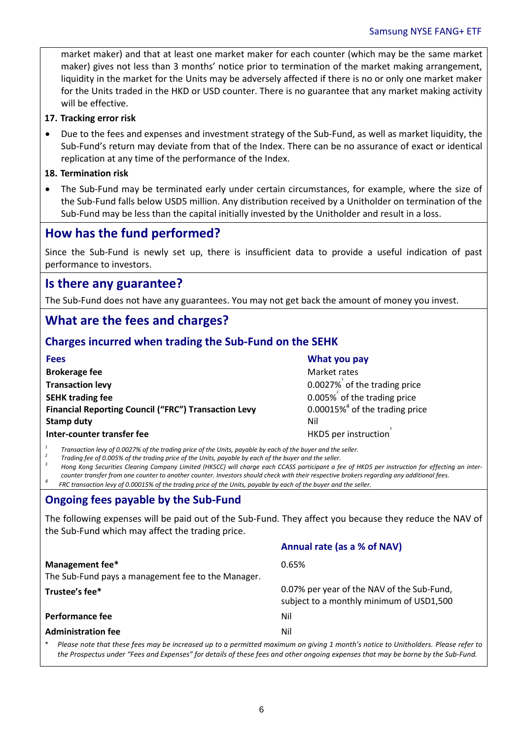market maker) and that at least one market maker for each counter (which may be the same market maker) gives not less than 3 months' notice prior to termination of the market making arrangement, liquidity in the market for the Units may be adversely affected if there is no or only one market maker for the Units traded in the HKD or USD counter. There is no guarantee that any market making activity will be effective.

**17. Tracking error risk**

- Due to the fees and expenses and investment strategy of the Sub-Fund, as well as market liquidity, the Sub-Fund's return may deviate from that of the Index. There can be no assurance of exact or identical replication at any time of the performance of the Index.

**18. Termination risk**

- The Sub-Fund may be terminated early under certain circumstances, for example, where the size of the Sub-Fund falls below USD5 million. Any distribution received by a Unitholder on termination of the Sub-Fund may be less than the capital initially invested by the Unitholder and result in a loss.

## How has the fund performed?

Since the Sub-Fund is newly set up, there is insufficient data to provide a useful indication of past performance to investors.

## Is there any guarantee?

The Sub-Fund does not have any guarantees. You may not get back the amount of money you invest.

## What are the fees and charges?

### Charges incurred when trading the Sub-Fund on the SEHK

| Fees | What you pay |
|---|---|
| **Brokerage fee** | Market rates |
| **Transaction levy** | 0.0027%[1] of the trading price |
| **SEHK trading fee** | 0.005%[2] of the trading price |
| **Financial Reporting Council ("FRC") Transaction Levy** | 0.00015%[4] of the trading price |
| **Stamp duty** | Nil |
| **Inter-counter transfer fee** | HKD5 per instruction[3] |

*[1] Transaction levy of 0.0027% of the trading price of the Units, payable by each of the buyer and the seller.*

*[2] Trading fee of 0.005% of the trading price of the Units, payable by each of the buyer and the seller.*

*[3] Hong Kong Securities Clearing Company Limited (HKSCC) will charge each CCASS participant a fee of HKD5 per instruction for effecting an inter-counter transfer from one counter to another counter. Investors should check with their respective brokers regarding any additional fees.*

*[4] FRC transaction levy of 0.00015% of the trading price of the Units, payable by each of the buyer and the seller.*

### Ongoing fees payable by the Sub-Fund

The following expenses will be paid out of the Sub-Fund. They affect you because they reduce the NAV of the Sub-Fund which may affect the trading price.

| | Annual rate (as a % of NAV) |
|---|---|
| **Management fee***<br>The Sub-Fund pays a management fee to the Manager. | 0.65% |
| **Trustee's fee*** | 0.07% per year of the NAV of the Sub-Fund, subject to a monthly minimum of USD1,500 |
| **Performance fee** | Nil |
| **Administration fee** | Nil |

\* *Please note that these fees may be increased up to a permitted maximum on giving 1 month's notice to Unitholders. Please refer to the Prospectus under "Fees and Expenses" for details of these fees and other ongoing expenses that may be borne by the Sub-Fund.*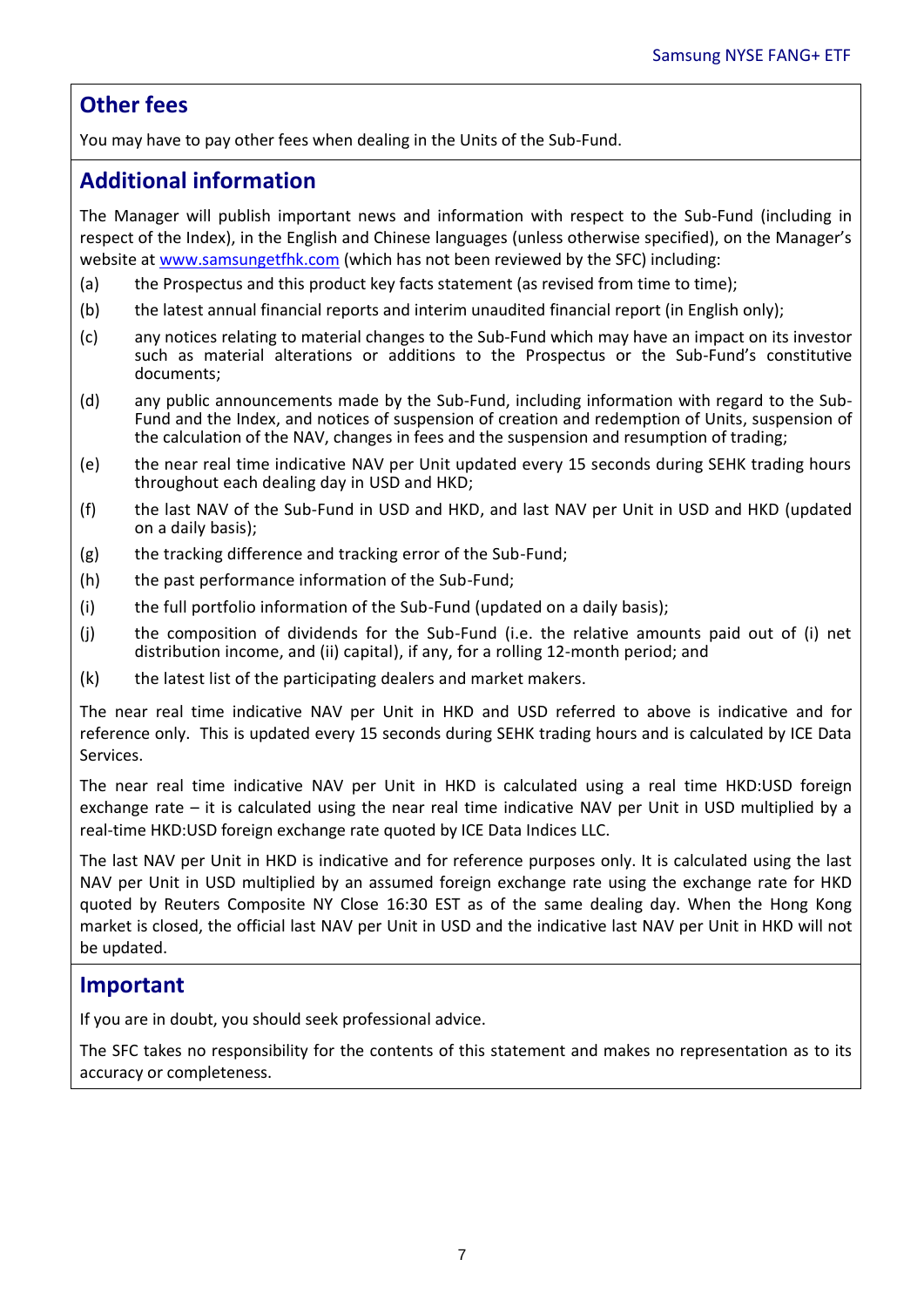## Other fees

You may have to pay other fees when dealing in the Units of the Sub-Fund.

## Additional information

The Manager will publish important news and information with respect to the Sub-Fund (including in respect of the Index), in the English and Chinese languages (unless otherwise specified), on the Manager's website at [www.samsungetfhk.com](www.samsungetfhk.com) (which has not been reviewed by the SFC) including:

(a) the Prospectus and this product key facts statement (as revised from time to time);

(b) the latest annual financial reports and interim unaudited financial report (in English only);

(c) any notices relating to material changes to the Sub-Fund which may have an impact on its investor such as material alterations or additions to the Prospectus or the Sub-Fund's constitutive documents;

(d) any public announcements made by the Sub-Fund, including information with regard to the Sub-Fund and the Index, and notices of suspension of creation and redemption of Units, suspension of the calculation of the NAV, changes in fees and the suspension and resumption of trading;

(e) the near real time indicative NAV per Unit updated every 15 seconds during SEHK trading hours throughout each dealing day in USD and HKD;

(f) the last NAV of the Sub-Fund in USD and HKD, and last NAV per Unit in USD and HKD (updated on a daily basis);

(g) the tracking difference and tracking error of the Sub-Fund;

(h) the past performance information of the Sub-Fund;

(i) the full portfolio information of the Sub-Fund (updated on a daily basis);

(j) the composition of dividends for the Sub-Fund (i.e. the relative amounts paid out of (i) net distribution income, and (ii) capital), if any, for a rolling 12-month period; and

(k) the latest list of the participating dealers and market makers.

The near real time indicative NAV per Unit in HKD and USD referred to above is indicative and for reference only. This is updated every 15 seconds during SEHK trading hours and is calculated by ICE Data Services.

The near real time indicative NAV per Unit in HKD is calculated using a real time HKD:USD foreign exchange rate – it is calculated using the near real time indicative NAV per Unit in USD multiplied by a real-time HKD:USD foreign exchange rate quoted by ICE Data Indices LLC.

The last NAV per Unit in HKD is indicative and for reference purposes only. It is calculated using the last NAV per Unit in USD multiplied by an assumed foreign exchange rate using the exchange rate for HKD quoted by Reuters Composite NY Close 16:30 EST as of the same dealing day. When the Hong Kong market is closed, the official last NAV per Unit in USD and the indicative last NAV per Unit in HKD will not be updated.

## Important

If you are in doubt, you should seek professional advice.

The SFC takes no responsibility for the contents of this statement and makes no representation as to its accuracy or completeness.